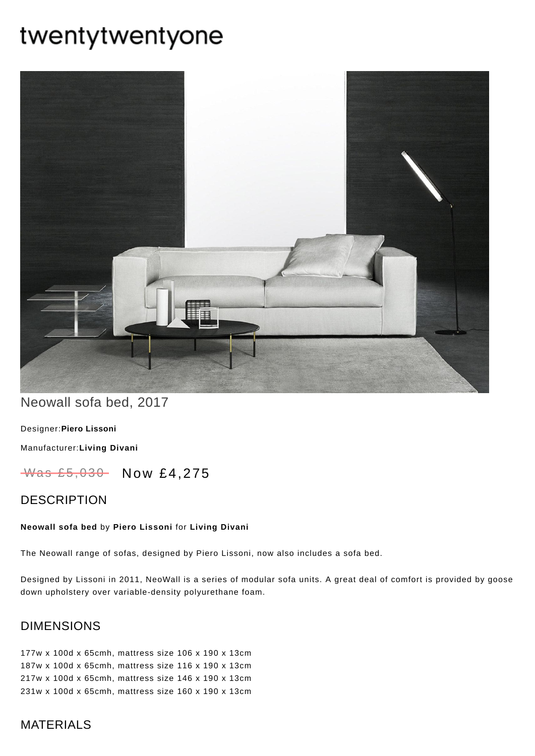twentytwentyone

# Neowall sofa bed, 2017

Designer:**Piero Lissoni**

Manufacturer:**Living Divani**

~~Was £5,030~~ Now £4,275

## DESCRIPTION

**Neowall sofa bed** by **Piero Lissoni** for **Living Divani**

The Neowall range of sofas, designed by Piero Lissoni, now also includes a sofa bed.

Designed by Lissoni in 2011, NeoWall is a series of modular sofa units. A great deal of comfort is provided by goose down upholstery over variable-density polyurethane foam.

## DIMENSIONS

177w x 100d x 65cmh, mattress size 106 x 190 x 13cm
187w x 100d x 65cmh, mattress size 116 x 190 x 13cm
217w x 100d x 65cmh, mattress size 146 x 190 x 13cm
231w x 100d x 65cmh, mattress size 160 x 190 x 13cm

## MATERIALS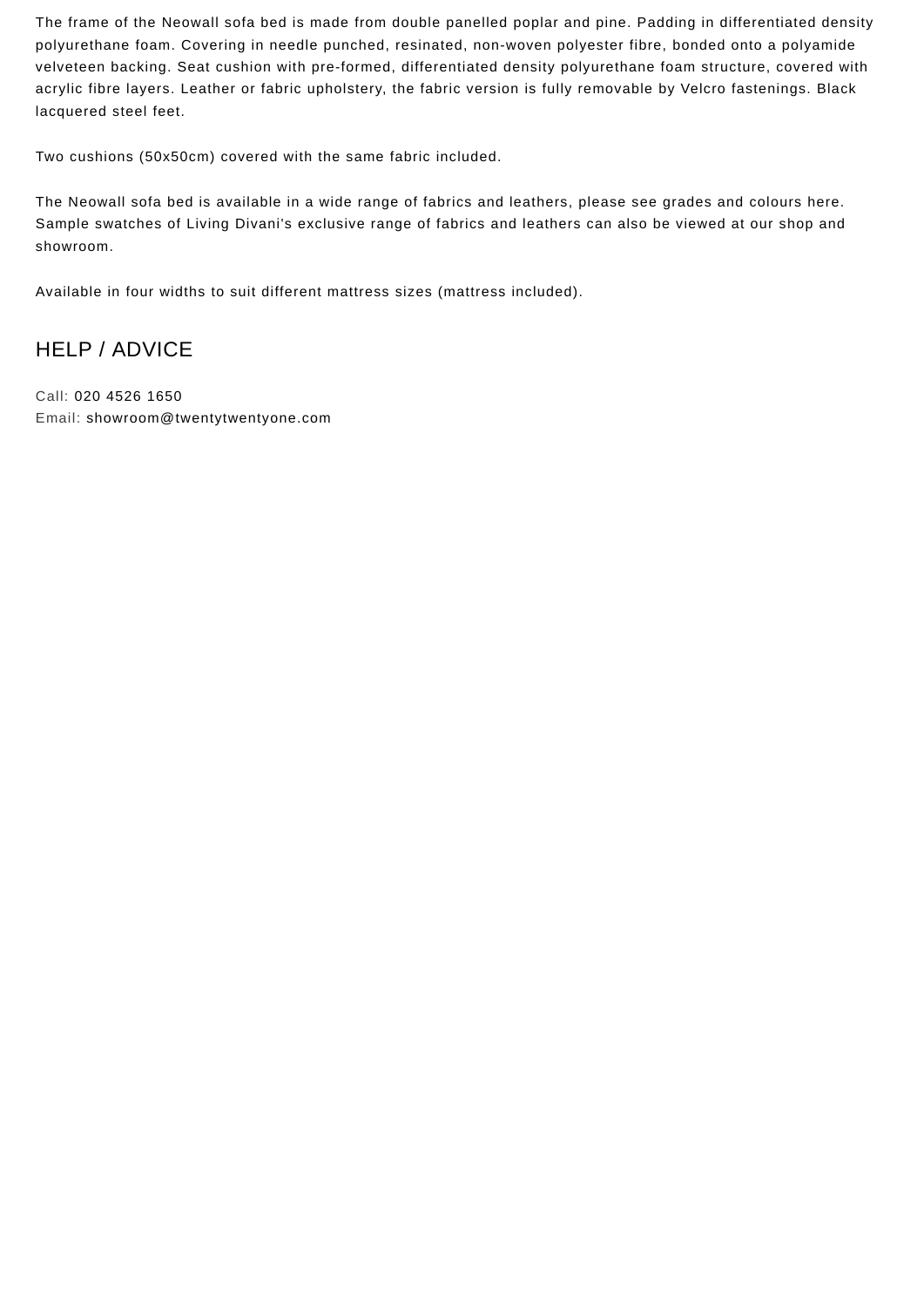The frame of the Neowall sofa bed is made from double panelled poplar and pine. Padding in differentiated density polyurethane foam. Covering in needle punched, resinated, non-woven polyester fibre, bonded onto a polyamide velveteen backing. Seat cushion with pre-formed, differentiated density polyurethane foam structure, covered with acrylic fibre layers. Leather or fabric upholstery, the fabric version is fully removable by Velcro fastenings. Black lacquered steel feet.

Two cushions (50x50cm) covered with the same fabric included.

The Neowall sofa bed is available in a wide range of fabrics and leathers, please see grades and colours here. Sample swatches of Living Divani's exclusive range of fabrics and leathers can also be viewed at our shop and showroom.

Available in four widths to suit different mattress sizes (mattress included).

## HELP / ADVICE

Call: 020 4526 1650
Email: showroom@twentytwentyone.com